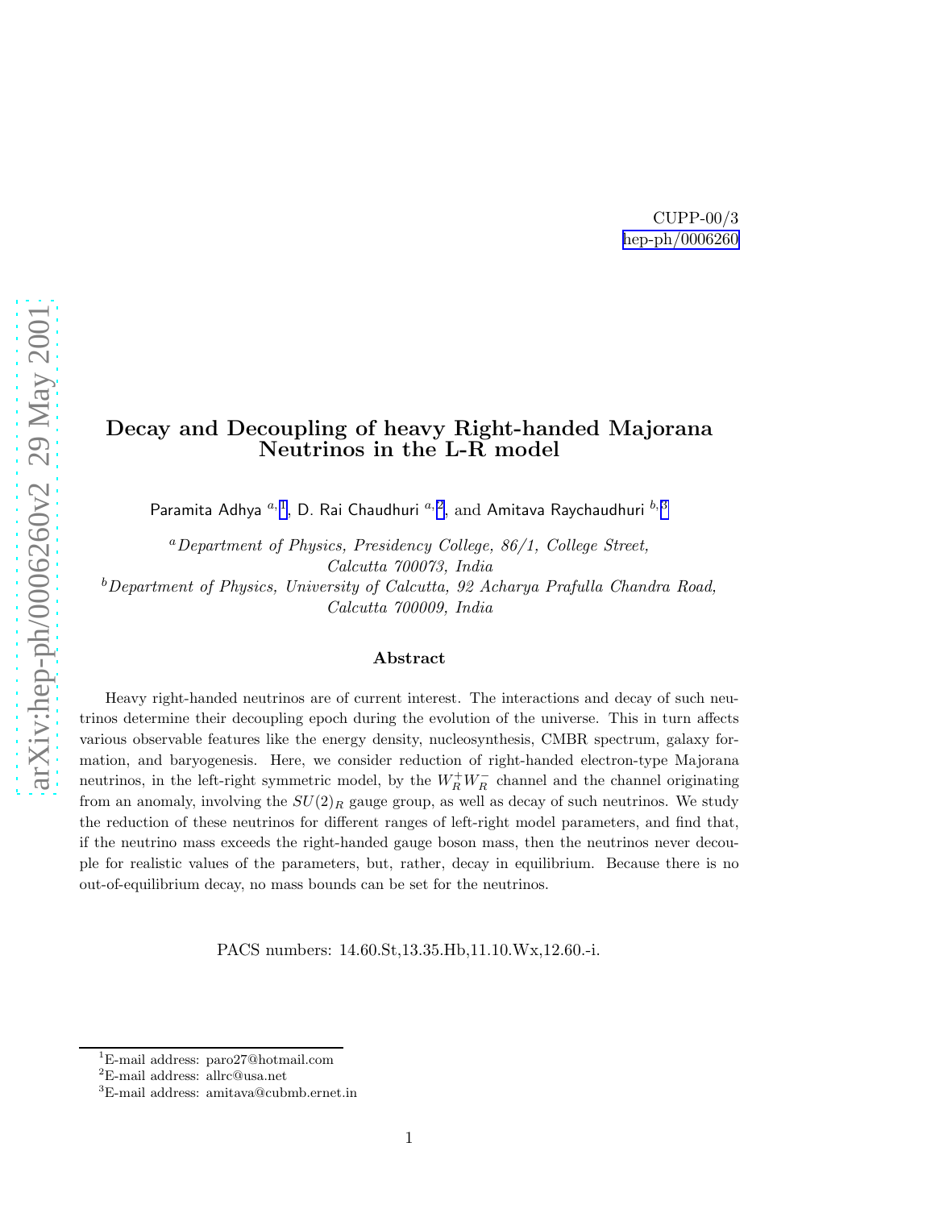CUPP-00/3
hep-ph/0006260

# Decay and Decoupling of heavy Right-handed Majorana Neutrinos in the L-R model

Paramita Adhya [a,1], D. Rai Chaudhuri [a,2], and Amitava Raychaudhuri [b,3]

[a] *Department of Physics, Presidency College, 86/1, College Street, Calcutta 700073, India*

[b] *Department of Physics, University of Calcutta, 92 Acharya Prafulla Chandra Road, Calcutta 700009, India*

### Abstract

Heavy right-handed neutrinos are of current interest. The interactions and decay of such neutrinos determine their decoupling epoch during the evolution of the universe. This in turn affects various observable features like the energy density, nucleosynthesis, CMBR spectrum, galaxy formation, and baryogenesis. Here, we consider reduction of right-handed electron-type Majorana neutrinos, in the left-right symmetric model, by the $W_R^+ W_R^-$ channel and the channel originating from an anomaly, involving the $SU(2)_R$ gauge group, as well as decay of such neutrinos. We study the reduction of these neutrinos for different ranges of left-right model parameters, and find that, if the neutrino mass exceeds the right-handed gauge boson mass, then the neutrinos never decouple for realistic values of the parameters, but, rather, decay in equilibrium. Because there is no out-of-equilibrium decay, no mass bounds can be set for the neutrinos.

PACS numbers: 14.60.St,13.35.Hb,11.10.Wx,12.60.-i.

---

[1] E-mail address: paro27@hotmail.com

[2] E-mail address: allrc@usa.net

[3] E-mail address: amitava@cubmb.ernet.in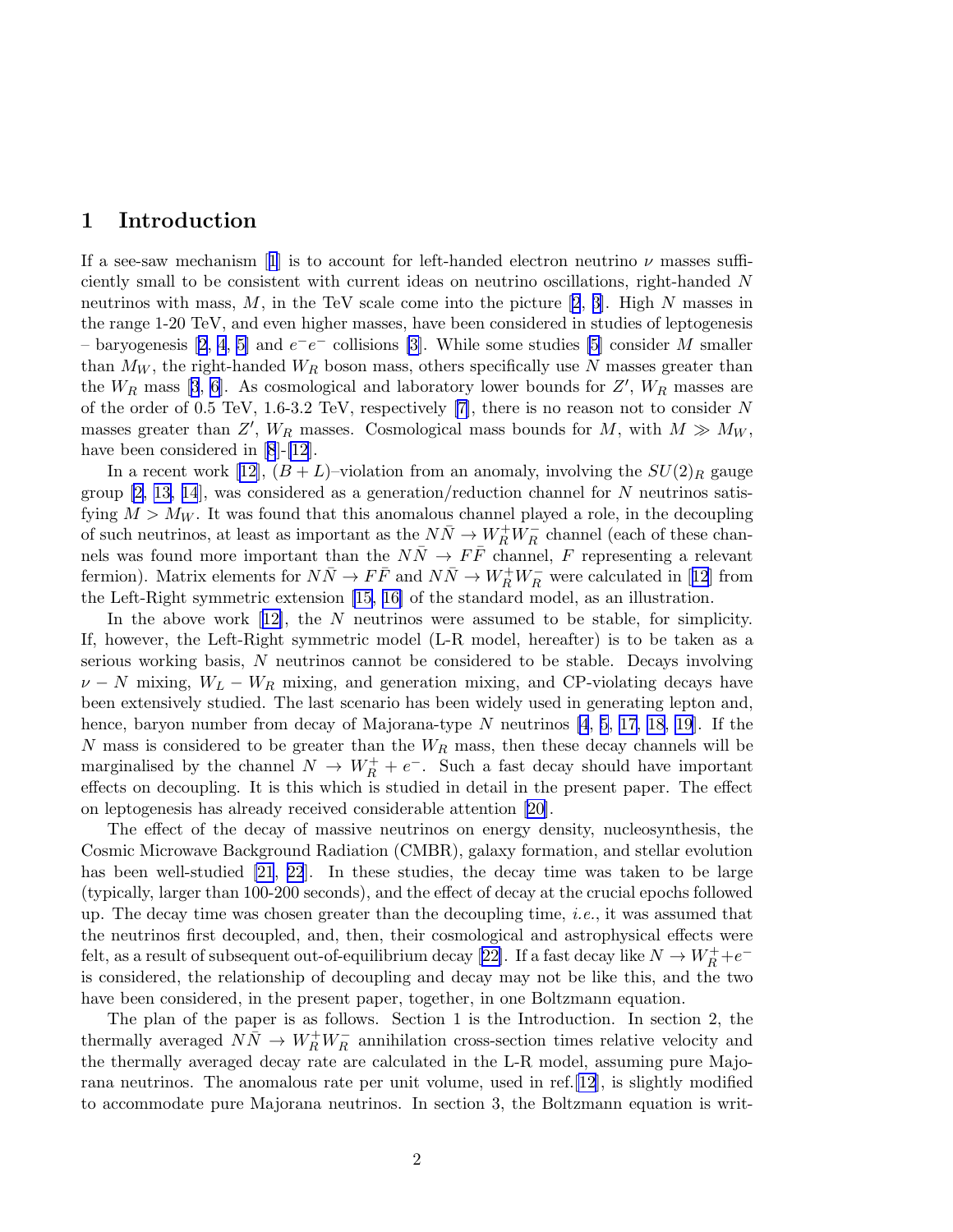## 1 Introduction

If a see-saw mechanism [1] is to account for left-handed electron neutrino $\nu$ masses sufficiently small to be consistent with current ideas on neutrino oscillations, right-handed $N$ neutrinos with mass, $M$, in the TeV scale come into the picture [2, 3]. High $N$ masses in the range 1-20 TeV, and even higher masses, have been considered in studies of leptogenesis – baryogenesis [2, 4, 5] and $e^-e^-$ collisions [3]. While some studies [5] consider $M$ smaller than $M_W$, the right-handed $W_R$ boson mass, others specifically use $N$ masses greater than the $W_R$ mass [3, 6]. As cosmological and laboratory lower bounds for $Z'$, $W_R$ masses are of the order of 0.5 TeV, 1.6-3.2 TeV, respectively [7], there is no reason not to consider $N$ masses greater than $Z'$, $W_R$ masses. Cosmological mass bounds for $M$, with $M \gg M_W$, have been considered in [8]-[12].

In a recent work [12], $(B+L)$–violation from an anomaly, involving the $SU(2)_R$ gauge group [2, 13, 14], was considered as a generation/reduction channel for $N$ neutrinos satisfying $M > M_W$. It was found that this anomalous channel played a role, in the decoupling of such neutrinos, at least as important as the $N\bar{N} \rightarrow W_R^+ W_R^-$ channel (each of these channels was found more important than the $N\bar{N} \rightarrow F\bar{F}$ channel, $F$ representing a relevant fermion). Matrix elements for $N\bar{N} \rightarrow F\bar{F}$ and $N\bar{N} \rightarrow W_R^+ W_R^-$ were calculated in [12] from the Left-Right symmetric extension [15, 16] of the standard model, as an illustration.

In the above work [12], the $N$ neutrinos were assumed to be stable, for simplicity. If, however, the Left-Right symmetric model (L-R model, hereafter) is to be taken as a serious working basis, $N$ neutrinos cannot be considered to be stable. Decays involving $\nu - N$ mixing, $W_L - W_R$ mixing, and generation mixing, and CP-violating decays have been extensively studied. The last scenario has been widely used in generating lepton and, hence, baryon number from decay of Majorana-type $N$ neutrinos [4, 5, 17, 18, 19]. If the $N$ mass is considered to be greater than the $W_R$ mass, then these decay channels will be marginalised by the channel $N \rightarrow W_R^+ + e^-$. Such a fast decay should have important effects on decoupling. It is this which is studied in detail in the present paper. The effect on leptogenesis has already received considerable attention [20].

The effect of the decay of massive neutrinos on energy density, nucleosynthesis, the Cosmic Microwave Background Radiation (CMBR), galaxy formation, and stellar evolution has been well-studied [21, 22]. In these studies, the decay time was taken to be large (typically, larger than 100-200 seconds), and the effect of decay at the crucial epochs followed up. The decay time was chosen greater than the decoupling time, *i.e.*, it was assumed that the neutrinos first decoupled, and, then, their cosmological and astrophysical effects were felt, as a result of subsequent out-of-equilibrium decay [22]. If a fast decay like $N \rightarrow W_R^+ + e^-$ is considered, the relationship of decoupling and decay may not be like this, and the two have been considered, in the present paper, together, in one Boltzmann equation.

The plan of the paper is as follows. Section 1 is the Introduction. In section 2, the thermally averaged $N\bar{N} \rightarrow W_R^+ W_R^-$ annihilation cross-section times relative velocity and the thermally averaged decay rate are calculated in the L-R model, assuming pure Majorana neutrinos. The anomalous rate per unit volume, used in ref.[12], is slightly modified to accommodate pure Majorana neutrinos. In section 3, the Boltzmann equation is writ-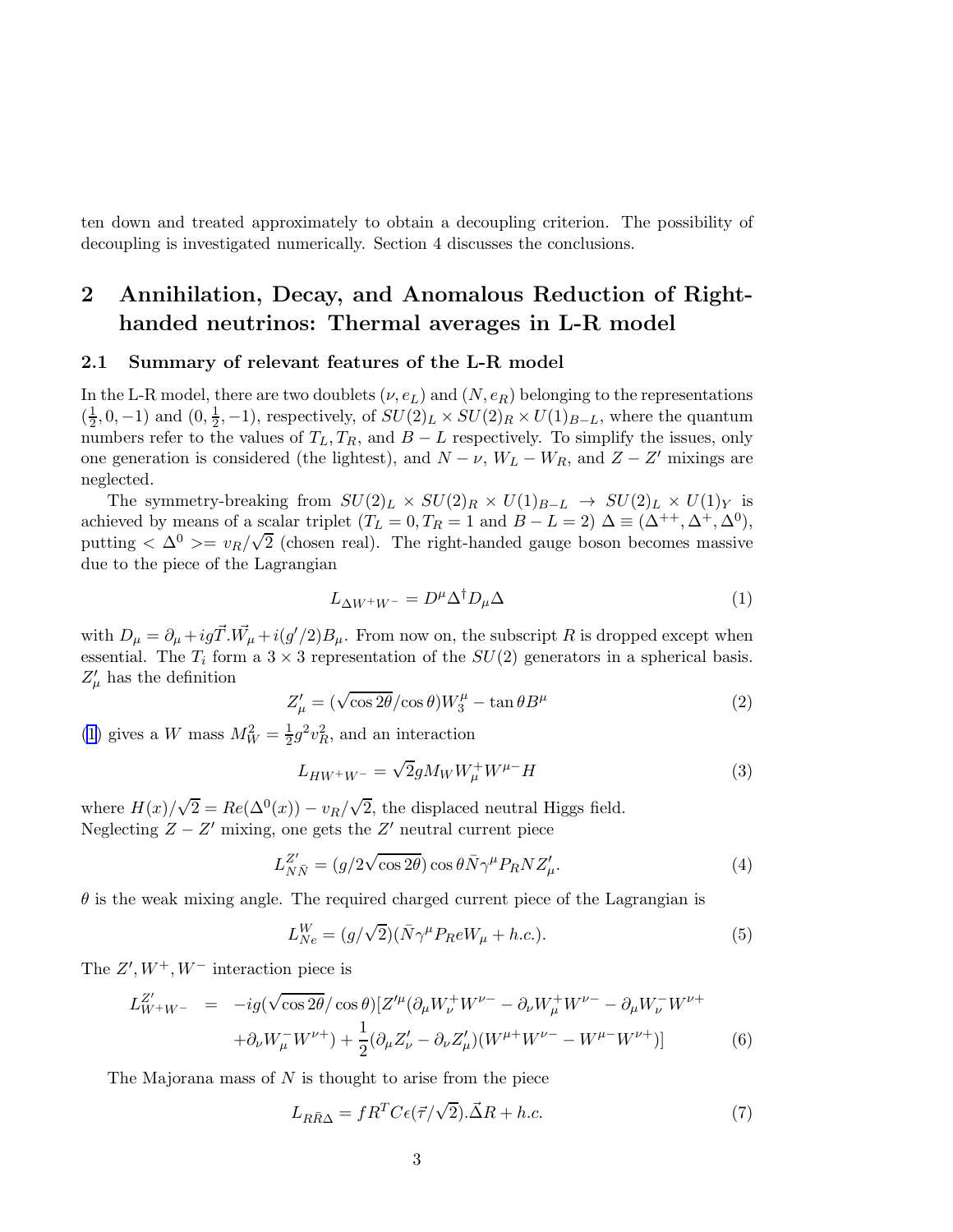ten down and treated approximately to obtain a decoupling criterion. The possibility of decoupling is investigated numerically. Section 4 discusses the conclusions.

## 2 Annihilation, Decay, and Anomalous Reduction of Right-handed neutrinos: Thermal averages in L-R model

### 2.1 Summary of relevant features of the L-R model

In the L-R model, there are two doublets $(\nu, e_L)$ and $(N, e_R)$ belonging to the representations $(\frac{1}{2}, 0, -1)$ and $(0, \frac{1}{2}, -1)$, respectively, of $SU(2)_L \times SU(2)_R \times U(1)_{B-L}$, where the quantum numbers refer to the values of $T_L, T_R$, and $B-L$ respectively. To simplify the issues, only one generation is considered (the lightest), and $N-\nu$, $W_L - W_R$, and $Z - Z'$ mixings are neglected.

The symmetry-breaking from $SU(2)_L \times SU(2)_R \times U(1)_{B-L} \rightarrow SU(2)_L \times U(1)_Y$ is achieved by means of a scalar triplet ($T_L = 0, T_R = 1$ and $B - L = 2$) $\Delta \equiv (\Delta^{++}, \Delta^{+}, \Delta^{0})$, putting $<\Delta^0> = v_R/\sqrt{2}$ (chosen real). The right-handed gauge boson becomes massive due to the piece of the Lagrangian

$$L_{\Delta W^+W^-} = D^\mu \Delta^\dagger D_\mu \Delta \tag{1}$$

with $D_\mu = \partial_\mu + ig\vec{T}.\vec{W}_\mu + i(g'/2)B_\mu$. From now on, the subscript $R$ is dropped except when essential. The $T_i$ form a $3 \times 3$ representation of the $SU(2)$ generators in a spherical basis. $Z'_\mu$ has the definition

$$Z'_\mu = (\sqrt{\cos 2\theta}/\cos\theta)W_3^\mu - \tan\theta B^\mu \tag{2}$$

(1) gives a $W$ mass $M_W^2 = \frac{1}{2}g^2 v_R^2$, and an interaction

$$L_{HW^+W^-} = \sqrt{2}gM_W W_\mu^+ W^{\mu-} H \tag{3}$$

where $H(x)/\sqrt{2} = Re(\Delta^0(x)) - v_R/\sqrt{2}$, the displaced neutral Higgs field.
Neglecting $Z - Z'$ mixing, one gets the $Z'$ neutral current piece

$$L_{N\bar{N}}^{Z'} = (g/2\sqrt{\cos 2\theta})\cos\theta \bar{N}\gamma^\mu P_R N Z'_\mu. \tag{4}$$

$\theta$ is the weak mixing angle. The required charged current piece of the Lagrangian is

$$L_{Ne}^{W} = (g/\sqrt{2})(\bar{N}\gamma^\mu P_R e W_\mu + h.c.). \tag{5}$$

The $Z', W^+, W^-$ interaction piece is

$$\begin{aligned} L_{W^+W^-}^{Z'} \;=\; & -ig(\sqrt{\cos 2\theta}/\cos\theta)[Z'^\mu(\partial_\mu W_\nu^+ W^{\nu-} - \partial_\nu W_\mu^+ W^{\nu-} - \partial_\mu W_\nu^- W^{\nu+} \\ & + \partial_\nu W_\mu^- W^{\nu+}) + \frac{1}{2}(\partial_\mu Z'_\nu - \partial_\nu Z'_\mu)(W^{\mu+}W^{\nu-} - W^{\mu-}W^{\nu+})] \end{aligned} \tag{6}$$

The Majorana mass of $N$ is thought to arise from the piece

$$L_{R\bar{R}\Delta} = fR^T C\epsilon(\vec{\tau}/\sqrt{2}).\vec{\Delta}R + h.c. \tag{7}$$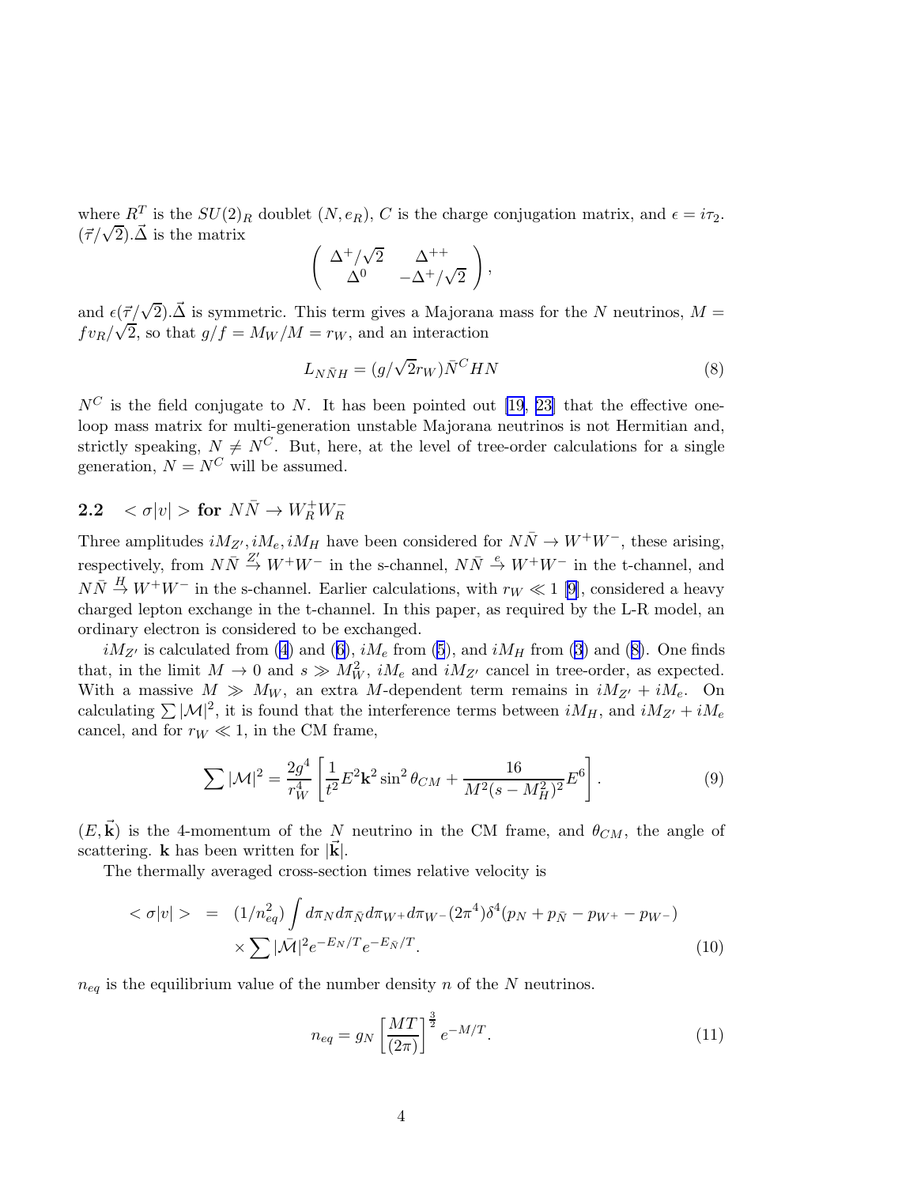where $R^T$ is the $SU(2)_R$ doublet $(N, e_R)$, $C$ is the charge conjugation matrix, and $\epsilon = i\tau_2$. $(\vec{\tau}/\sqrt{2}).\vec{\Delta}$ is the matrix

$$\begin{pmatrix} \Delta^+/\sqrt{2} & \Delta^{++} \\ \Delta^0 & -\Delta^+/\sqrt{2} \end{pmatrix},$$

and $\epsilon(\vec{\tau}/\sqrt{2}).\vec{\Delta}$ is symmetric. This term gives a Majorana mass for the $N$ neutrinos, $M = f v_R/\sqrt{2}$, so that $g/f = M_W/M = r_W$, and an interaction

$$L_{N\bar{N}H} = (g/\sqrt{2}r_W)\bar{N}^C H N \tag{8}$$

$N^C$ is the field conjugate to $N$. It has been pointed out [19, 23] that the effective one-loop mass matrix for multi-generation unstable Majorana neutrinos is not Hermitian and, strictly speaking, $N \neq N^C$. But, here, at the level of tree-order calculations for a single generation, $N = N^C$ will be assumed.

### 2.2 $<\sigma|v|>$ for $N\bar{N} \rightarrow W_R^+ W_R^-$

Three amplitudes $iM_{Z'}, iM_e, iM_H$ have been considered for $N\bar{N} \rightarrow W^+W^-$, these arising, respectively, from $N\bar{N} \xrightarrow{Z'} W^+W^-$ in the s-channel, $N\bar{N} \xrightarrow{e} W^+W^-$ in the t-channel, and $N\bar{N} \xrightarrow{H} W^+W^-$ in the s-channel. Earlier calculations, with $r_W \ll 1$ [9], considered a heavy charged lepton exchange in the t-channel. In this paper, as required by the L-R model, an ordinary electron is considered to be exchanged.

$iM_{Z'}$ is calculated from (4) and (6), $iM_e$ from (5), and $iM_H$ from (3) and (8). One finds that, in the limit $M \rightarrow 0$ and $s \gg M_W^2$, $iM_e$ and $iM_{Z'}$ cancel in tree-order, as expected. With a massive $M \gg M_W$, an extra $M$-dependent term remains in $iM_{Z'} + iM_e$. On calculating $\sum |\mathcal{M}|^2$, it is found that the interference terms between $iM_H$, and $iM_{Z'} + iM_e$ cancel, and for $r_W \ll 1$, in the CM frame,

$$\sum |\mathcal{M}|^2 = \frac{2g^4}{r_W^4}\left[\frac{1}{t^2}E^2\mathbf{k}^2\sin^2\theta_{CM} + \frac{16}{M^2(s-M_H^2)^2}E^6\right]. \tag{9}$$

$(E, \vec{\mathbf{k}})$ is the 4-momentum of the $N$ neutrino in the CM frame, and $\theta_{CM}$, the angle of scattering. $\mathbf{k}$ has been written for $|\vec{\mathbf{k}}|$.

The thermally averaged cross-section times relative velocity is

$$\begin{aligned} <\sigma|v|> &= (1/n_{eq}^2)\int d\pi_N d\pi_{\bar{N}} d\pi_{W^+} d\pi_{W^-}(2\pi^4)\delta^4(p_N + p_{\bar{N}} - p_{W^+} - p_{W^-}) \\ &\quad \times \sum |\bar{\mathcal{M}}|^2 e^{-E_N/T} e^{-E_{\bar{N}}/T}. \end{aligned} \tag{10}$$

$n_{eq}$ is the equilibrium value of the number density $n$ of the $N$ neutrinos.

$$n_{eq} = g_N\left[\frac{MT}{(2\pi)}\right]^{\frac{3}{2}} e^{-M/T}. \tag{11}$$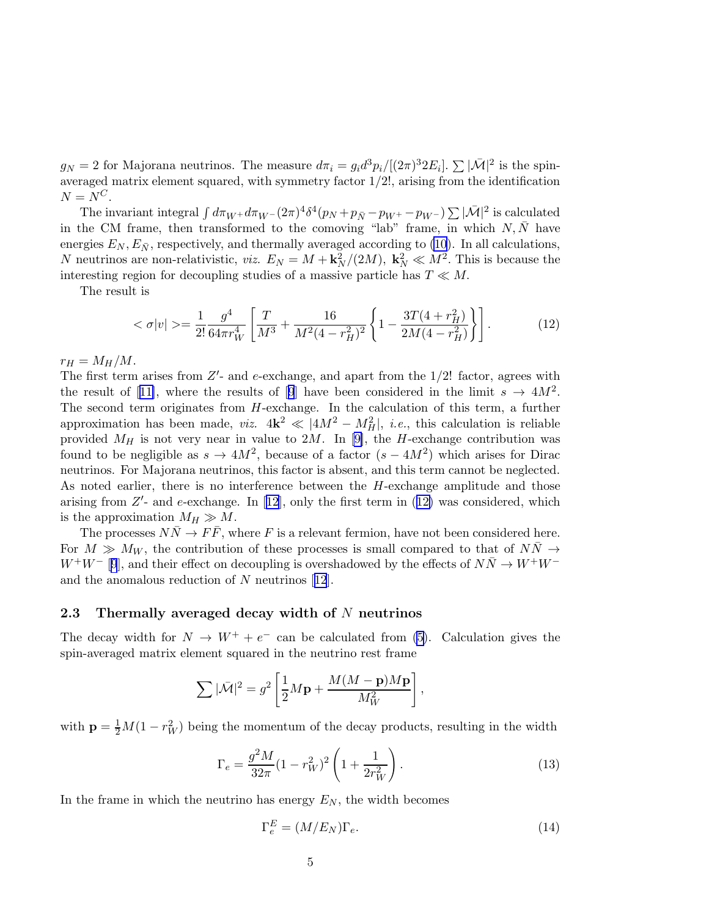$g_N = 2$ for Majorana neutrinos. The measure $d\pi_i = g_i d^3p_i/[(2\pi)^3 2E_i]$. $\sum |\bar{\mathcal{M}}|^2$ is the spin-averaged matrix element squared, with symmetry factor $1/2!$, arising from the identification $N = N^C$.

The invariant integral $\int d\pi_{W^+} d\pi_{W^-} (2\pi)^4 \delta^4(p_N + p_{\bar{N}} - p_{W^+} - p_{W^-}) \sum |\bar{\mathcal{M}}|^2$ is calculated in the CM frame, then transformed to the comoving "lab" frame, in which $N, \bar{N}$ have energies $E_N, E_{\bar{N}}$, respectively, and thermally averaged according to (10). In all calculations, $N$ neutrinos are non-relativistic, *viz.* $E_N = M + \mathbf{k}_N^2/(2M)$, $\mathbf{k}_N^2 \ll M^2$. This is because the interesting region for decoupling studies of a massive particle has $T \ll M$.

The result is

$$< \sigma|v| >= \frac{1}{2!} \frac{g^4}{64\pi r_W^4} \left[ \frac{T}{M^3} + \frac{16}{M^2(4 - r_H^2)^2} \left\{ 1 - \frac{3T(4 + r_H^2)}{2M(4 - r_H^2)} \right\} \right]. \tag{12}$$

$r_H = M_H/M$.

The first term arises from $Z'$- and $e$-exchange, and apart from the $1/2!$ factor, agrees with the result of [11], where the results of [9] have been considered in the limit $s \to 4M^2$. The second term originates from $H$-exchange. In the calculation of this term, a further approximation has been made, *viz.* $4\mathbf{k}^2 \ll |4M^2 - M_H^2|$, *i.e.*, this calculation is reliable provided $M_H$ is not very near in value to $2M$. In [9], the $H$-exchange contribution was found to be negligible as $s \to 4M^2$, because of a factor $(s - 4M^2)$ which arises for Dirac neutrinos. For Majorana neutrinos, this factor is absent, and this term cannot be neglected. As noted earlier, there is no interference between the $H$-exchange amplitude and those arising from $Z'$- and $e$-exchange. In [12], only the first term in (12) was considered, which is the approximation $M_H \gg M$.

The processes $N\bar{N} \to F\bar{F}$, where $F$ is a relevant fermion, have not been considered here. For $M \gg M_W$, the contribution of these processes is small compared to that of $N\bar{N} \to W^+W^-$ [9], and their effect on decoupling is overshadowed by the effects of $N\bar{N} \to W^+W^-$ and the anomalous reduction of $N$ neutrinos [12].

### 2.3 Thermally averaged decay width of $N$ neutrinos

The decay width for $N \to W^+ + e^-$ can be calculated from (5). Calculation gives the spin-averaged matrix element squared in the neutrino rest frame

$$\sum |\bar{\mathcal{M}}|^2 = g^2 \left[ \frac{1}{2} M\mathbf{p} + \frac{M(M - \mathbf{p})M\mathbf{p}}{M_W^2} \right],$$

with $\mathbf{p} = \frac{1}{2}M(1 - r_W^2)$ being the momentum of the decay products, resulting in the width

$$\Gamma_e = \frac{g^2 M}{32\pi}(1 - r_W^2)^2 \left( 1 + \frac{1}{2r_W^2} \right). \tag{13}$$

In the frame in which the neutrino has energy $E_N$, the width becomes

$$\Gamma_e^E = (M/E_N)\Gamma_e. \tag{14}$$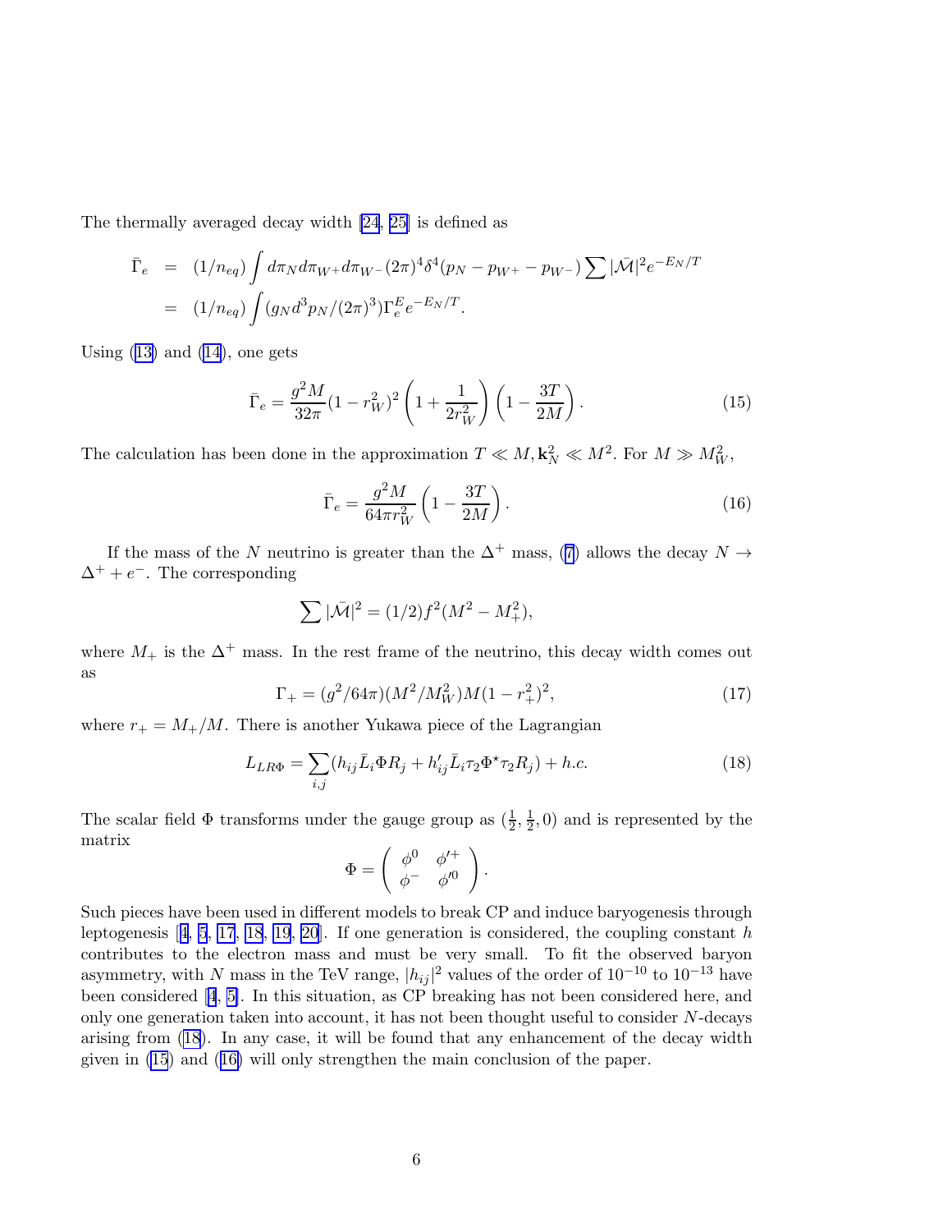The thermally averaged decay width [24, 25] is defined as

$$
\begin{aligned}
\bar{\Gamma}_e &= (1/n_{eq}) \int d\pi_N d\pi_{W^+} d\pi_{W^-} (2\pi)^4 \delta^4 (p_N - p_{W^+} - p_{W^-}) \sum |\bar{\mathcal{M}}|^2 e^{-E_N/T} \\
&= (1/n_{eq}) \int (g_N d^3 p_N/(2\pi)^3) \Gamma_e^E e^{-E_N/T}.
\end{aligned}
$$

Using (13) and (14), one gets

$$
\bar{\Gamma}_e = \frac{g^2 M}{32\pi}(1 - r_W^2)^2 \left(1 + \frac{1}{2r_W^2}\right)\left(1 - \frac{3T}{2M}\right). \tag{15}
$$

The calculation has been done in the approximation $T \ll M, \mathbf{k}_N^2 \ll M^2$. For $M \gg M_W^2$,

$$
\bar{\Gamma}_e = \frac{g^2 M}{64\pi r_W^2}\left(1 - \frac{3T}{2M}\right). \tag{16}
$$

If the mass of the $N$ neutrino is greater than the $\Delta^+$ mass, (7) allows the decay $N \to \Delta^+ + e^-$. The corresponding

$$
\sum |\bar{\mathcal{M}}|^2 = (1/2) f^2 (M^2 - M_+^2),
$$

where $M_+$ is the $\Delta^+$ mass. In the rest frame of the neutrino, this decay width comes out as

$$
\Gamma_+ = (g^2/64\pi)(M^2/M_W^2) M (1 - r_+^2)^2, \tag{17}
$$

where $r_+ = M_+/M$. There is another Yukawa piece of the Lagrangian

$$
L_{LR\Phi} = \sum_{i,j} (h_{ij} \bar{L}_i \Phi R_j + h'_{ij} \bar{L}_i \tau_2 \Phi^\star \tau_2 R_j) + h.c. \tag{18}
$$

The scalar field $\Phi$ transforms under the gauge group as $(\frac{1}{2}, \frac{1}{2}, 0)$ and is represented by the matrix

$$
\Phi = \begin{pmatrix} \phi^0 & \phi'^+ \\ \phi^- & \phi'^0 \end{pmatrix}.
$$

Such pieces have been used in different models to break CP and induce baryogenesis through leptogenesis [4, 5, 17, 18, 19, 20]. If one generation is considered, the coupling constant $h$ contributes to the electron mass and must be very small. To fit the observed baryon asymmetry, with $N$ mass in the TeV range, $|h_{ij}|^2$ values of the order of $10^{-10}$ to $10^{-13}$ have been considered [4, 5]. In this situation, as CP breaking has not been considered here, and only one generation taken into account, it has not been thought useful to consider $N$-decays arising from (18). In any case, it will be found that any enhancement of the decay width given in (15) and (16) will only strengthen the main conclusion of the paper.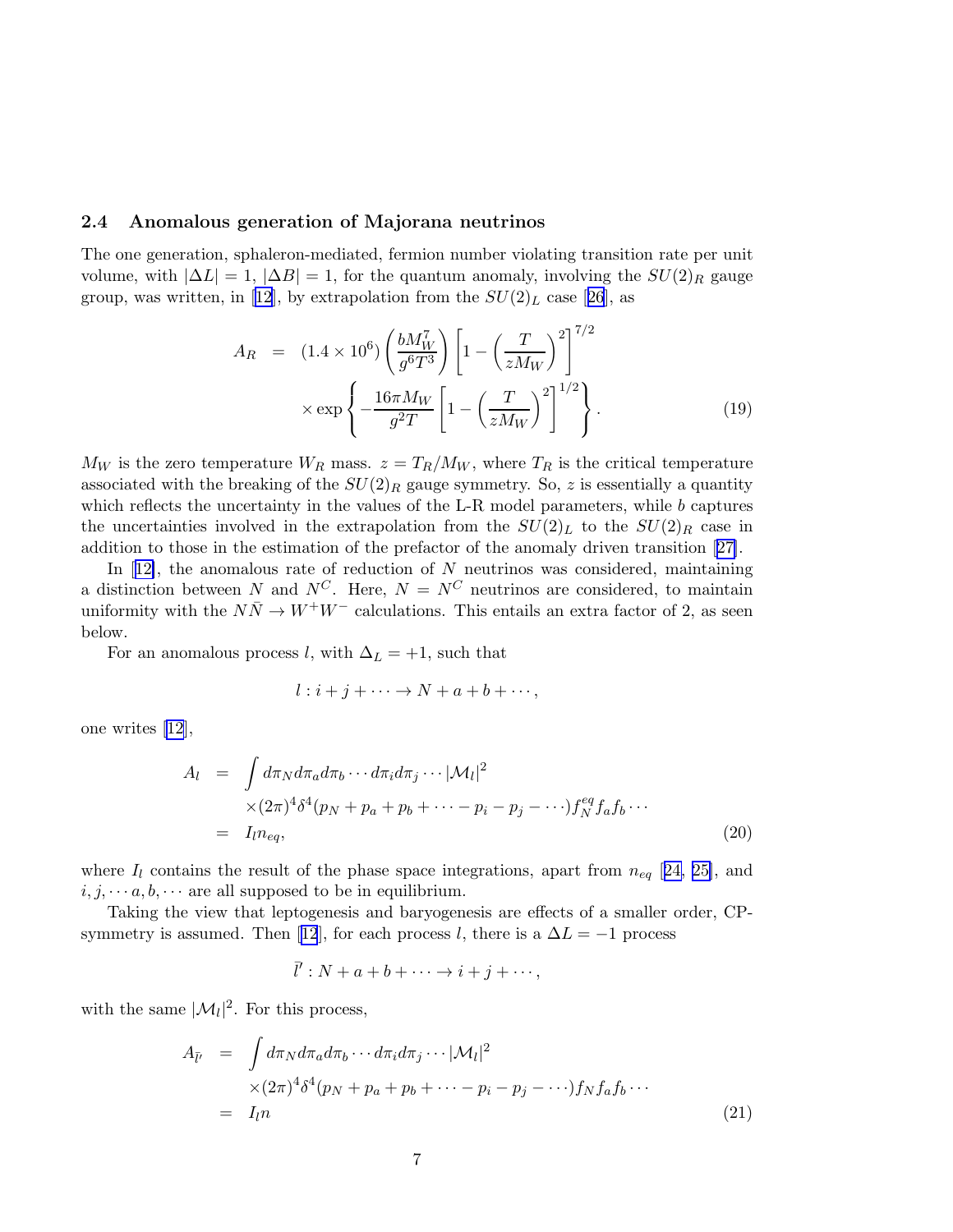### 2.4 Anomalous generation of Majorana neutrinos

The one generation, sphaleron-mediated, fermion number violating transition rate per unit volume, with $|\Delta L| = 1$, $|\Delta B| = 1$, for the quantum anomaly, involving the $SU(2)_R$ gauge group, was written, in [12], by extrapolation from the $SU(2)_L$ case [26], as

$$
\begin{aligned}
A_R &= (1.4 \times 10^6) \left( \frac{b M_W^7}{g^6 T^3} \right) \left[ 1 - \left( \frac{T}{z M_W} \right)^2 \right]^{7/2} \\
&\quad \times \exp \left\{ - \frac{16 \pi M_W}{g^2 T} \left[ 1 - \left( \frac{T}{z M_W} \right)^2 \right]^{1/2} \right\}. \qquad (19)
\end{aligned}
$$

$M_W$ is the zero temperature $W_R$ mass. $z = T_R / M_W$, where $T_R$ is the critical temperature associated with the breaking of the $SU(2)_R$ gauge symmetry. So, $z$ is essentially a quantity which reflects the uncertainty in the values of the L-R model parameters, while $b$ captures the uncertainties involved in the extrapolation from the $SU(2)_L$ to the $SU(2)_R$ case in addition to those in the estimation of the prefactor of the anomaly driven transition [27].

In [12], the anomalous rate of reduction of $N$ neutrinos was considered, maintaining a distinction between $N$ and $N^C$. Here, $N = N^C$ neutrinos are considered, to maintain uniformity with the $N\bar{N} \to W^+ W^-$ calculations. This entails an extra factor of 2, as seen below.

For an anomalous process $l$, with $\Delta_L = +1$, such that

$$
l : i + j + \cdots \to N + a + b + \cdots,
$$

one writes [12],

$$
\begin{aligned}
A_l &= \int d\pi_N d\pi_a d\pi_b \cdots d\pi_i d\pi_j \cdots |\mathcal{M}_l|^2 \\
&\quad \times (2\pi)^4 \delta^4 (p_N + p_a + p_b + \cdots - p_i - p_j - \cdots) f_N^{eq} f_a f_b \cdots \\
&= I_l n_{eq}, \qquad (20)
\end{aligned}
$$

where $I_l$ contains the result of the phase space integrations, apart from $n_{eq}$ [24, 25], and $i, j, \cdots a, b, \cdots$ are all supposed to be in equilibrium.

Taking the view that leptogenesis and baryogenesis are effects of a smaller order, CP-symmetry is assumed. Then [12], for each process $l$, there is a $\Delta L = -1$ process

$$
\bar{l}' : N + a + b + \cdots \to i + j + \cdots,
$$

with the same $|\mathcal{M}_l|^2$. For this process,

$$
\begin{aligned}
A_{\bar{l}'} &= \int d\pi_N d\pi_a d\pi_b \cdots d\pi_i d\pi_j \cdots |\mathcal{M}_l|^2 \\
&\quad \times (2\pi)^4 \delta^4 (p_N + p_a + p_b + \cdots - p_i - p_j - \cdots) f_N f_a f_b \cdots \\
&= I_l n \qquad (21)
\end{aligned}
$$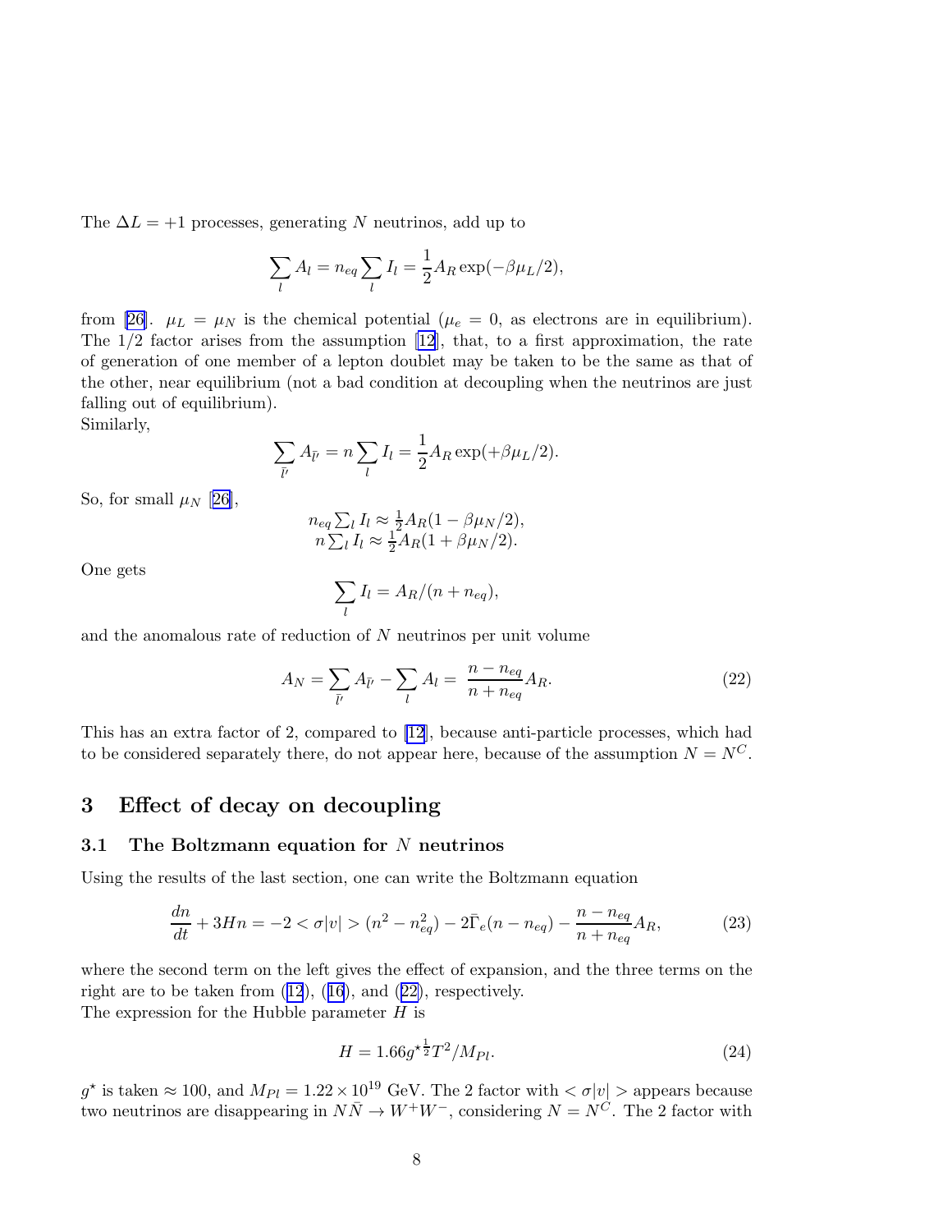The $\Delta L = +1$ processes, generating $N$ neutrinos, add up to

$$\sum_l A_l = n_{eq} \sum_l I_l = \frac{1}{2} A_R \exp(-\beta\mu_L/2),$$

from [26]. $\mu_L = \mu_N$ is the chemical potential ($\mu_e = 0$, as electrons are in equilibrium). The 1/2 factor arises from the assumption [12], that, to a first approximation, the rate of generation of one member of a lepton doublet may be taken to be the same as that of the other, near equilibrium (not a bad condition at decoupling when the neutrinos are just falling out of equilibrium).
Similarly,

$$\sum_{\bar{l}'} A_{\bar{l}'} = n \sum_l I_l = \frac{1}{2} A_R \exp(+\beta\mu_L/2).$$

So, for small $\mu_N$ [26],

$$\begin{array}{c} n_{eq} \sum_l I_l \approx \frac{1}{2} A_R (1 - \beta\mu_N/2), \\ n \sum_l I_l \approx \frac{1}{2} A_R (1 + \beta\mu_N/2). \end{array}$$

One gets

$$\sum_l I_l = A_R/(n + n_{eq}),$$

and the anomalous rate of reduction of $N$ neutrinos per unit volume

$$A_N = \sum_{\bar{l}'} A_{\bar{l}'} - \sum_l A_l = \frac{n - n_{eq}}{n + n_{eq}} A_R. \tag{22}$$

This has an extra factor of 2, compared to [12], because anti-particle processes, which had to be considered separately there, do not appear here, because of the assumption $N = N^C$.

## 3 Effect of decay on decoupling

### 3.1 The Boltzmann equation for $N$ neutrinos

Using the results of the last section, one can write the Boltzmann equation

$$\frac{dn}{dt} + 3Hn = -2 < \sigma|v| > (n^2 - n_{eq}^2) - 2\bar{\Gamma}_e(n - n_{eq}) - \frac{n - n_{eq}}{n + n_{eq}} A_R, \tag{23}$$

where the second term on the left gives the effect of expansion, and the three terms on the right are to be taken from (12), (16), and (22), respectively.
The expression for the Hubble parameter $H$ is

$$H = 1.66 g^{\star\frac{1}{2}} T^2 / M_{Pl}. \tag{24}$$

$g^\star$ is taken $\approx 100$, and $M_{Pl} = 1.22 \times 10^{19}$ GeV. The 2 factor with $< \sigma|v| >$ appears because two neutrinos are disappearing in $N\bar{N} \to W^+W^-$, considering $N = N^C$. The 2 factor with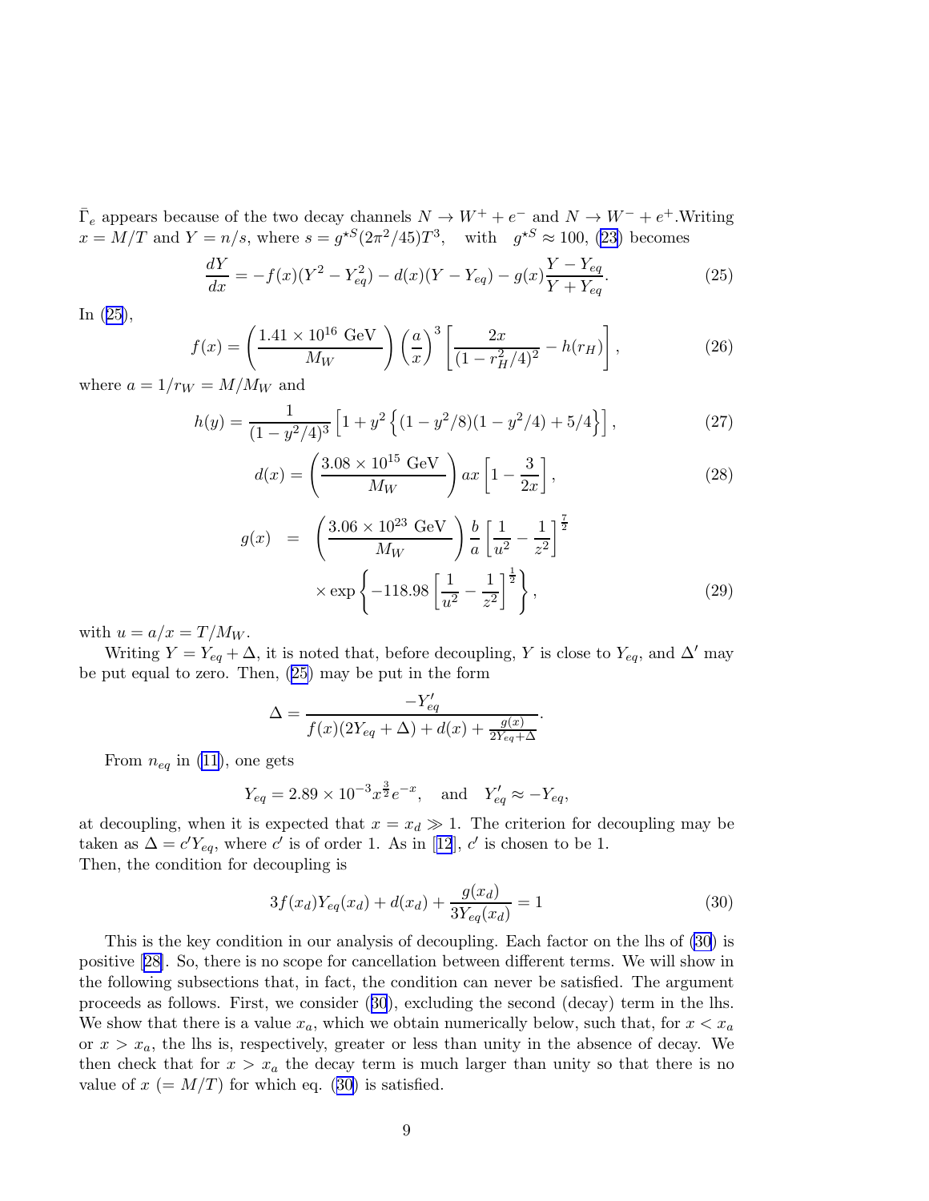$\bar{\Gamma}_e$ appears because of the two decay channels $N \to W^+ + e^-$ and $N \to W^- + e^+$.Writing $x = M/T$ and $Y = n/s$, where $s = g^{\star S}(2\pi^2/45)T^3$, with $g^{\star S} \approx 100$, (23) becomes

$$\frac{dY}{dx} = -f(x)(Y^2 - Y_{eq}^2) - d(x)(Y - Y_{eq}) - g(x)\frac{Y - Y_{eq}}{Y + Y_{eq}}. \tag{25}$$

In (25),

$$f(x) = \left(\frac{1.41 \times 10^{16}\ \text{GeV}}{M_W}\right)\left(\frac{a}{x}\right)^3 \left[\frac{2x}{(1 - r_H^2/4)^2} - h(r_H)\right], \tag{26}$$

where $a = 1/r_W = M/M_W$ and

$$h(y) = \frac{1}{(1 - y^2/4)^3}\left[1 + y^2\left\{(1 - y^2/8)(1 - y^2/4) + 5/4\right\}\right], \tag{27}$$

$$d(x) = \left(\frac{3.08 \times 10^{15}\ \text{GeV}}{M_W}\right) ax \left[1 - \frac{3}{2x}\right], \tag{28}$$

$$\begin{aligned} g(x) &= \left(\frac{3.06 \times 10^{23}\ \text{GeV}}{M_W}\right)\frac{b}{a}\left[\frac{1}{u^2} - \frac{1}{z^2}\right]^{\frac{7}{2}} \\ &\quad \times \exp\left\{-118.98\left[\frac{1}{u^2} - \frac{1}{z^2}\right]^{\frac{1}{2}}\right\}, \end{aligned} \tag{29}$$

with $u = a/x = T/M_W$.

Writing $Y = Y_{eq} + \Delta$, it is noted that, before decoupling, $Y$ is close to $Y_{eq}$, and $\Delta'$ may be put equal to zero. Then, (25) may be put in the form

$$\Delta = \frac{-Y'_{eq}}{f(x)(2Y_{eq} + \Delta) + d(x) + \frac{g(x)}{2Y_{eq} + \Delta}}.$$

From $n_{eq}$ in (11), one gets

$$Y_{eq} = 2.89 \times 10^{-3} x^{\frac{3}{2}} e^{-x}, \quad \text{and} \quad Y'_{eq} \approx -Y_{eq},$$

at decoupling, when it is expected that $x = x_d \gg 1$. The criterion for decoupling may be taken as $\Delta = c' Y_{eq}$, where $c'$ is of order 1. As in [12], $c'$ is chosen to be 1.
Then, the condition for decoupling is

$$3f(x_d)Y_{eq}(x_d) + d(x_d) + \frac{g(x_d)}{3Y_{eq}(x_d)} = 1 \tag{30}$$

This is the key condition in our analysis of decoupling. Each factor on the lhs of (30) is positive [28]. So, there is no scope for cancellation between different terms. We will show in the following subsections that, in fact, the condition can never be satisfied. The argument proceeds as follows. First, we consider (30), excluding the second (decay) term in the lhs. We show that there is a value $x_a$, which we obtain numerically below, such that, for $x < x_a$ or $x > x_a$, the lhs is, respectively, greater or less than unity in the absence of decay. We then check that for $x > x_a$ the decay term is much larger than unity so that there is no value of $x$ ($= M/T$) for which eq. (30) is satisfied.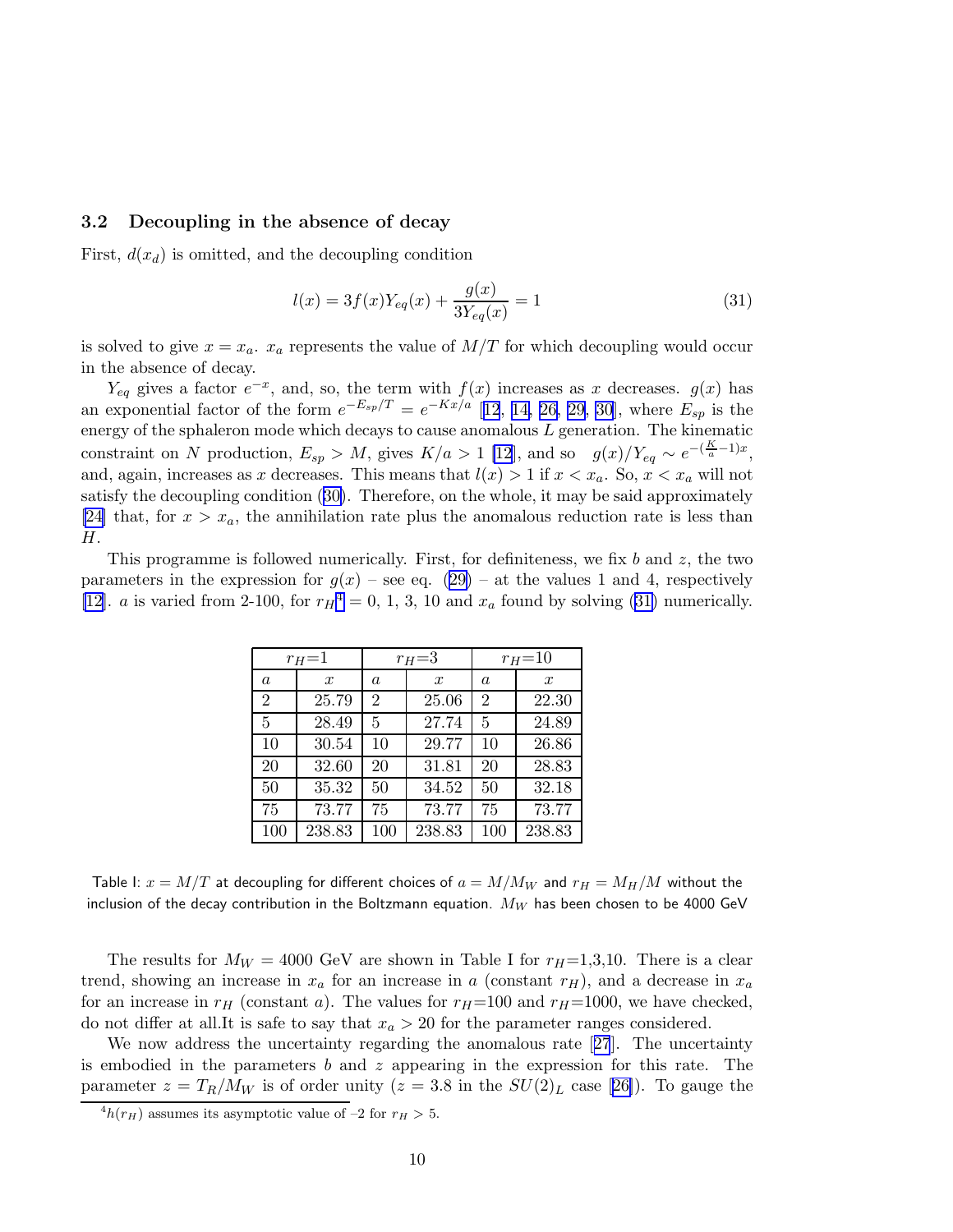### 3.2 Decoupling in the absence of decay

First, $d(x_d)$ is omitted, and the decoupling condition

$$l(x) = 3f(x)Y_{eq}(x) + \frac{g(x)}{3Y_{eq}(x)} = 1 \tag{31}$$

is solved to give $x = x_a$. $x_a$ represents the value of $M/T$ for which decoupling would occur in the absence of decay.

$Y_{eq}$ gives a factor $e^{-x}$, and, so, the term with $f(x)$ increases as $x$ decreases. $g(x)$ has an exponential factor of the form $e^{-E_{sp}/T} = e^{-Kx/a}$ [12, 14, 26, 29, 30], where $E_{sp}$ is the energy of the sphaleron mode which decays to cause anomalous $L$ generation. The kinematic constraint on $N$ production, $E_{sp} > M$, gives $K/a > 1$ [12], and so $g(x)/Y_{eq} \sim e^{-(\frac{K}{a}-1)x}$, and, again, increases as $x$ decreases. This means that $l(x) > 1$ if $x < x_a$. So, $x < x_a$ will not satisfy the decoupling condition (30). Therefore, on the whole, it may be said approximately [24] that, for $x > x_a$, the annihilation rate plus the anomalous reduction rate is less than $H$.

This programme is followed numerically. First, for definiteness, we fix $b$ and $z$, the two parameters in the expression for $g(x)$ – see eq. (29) – at the values 1 and 4, respectively [12]. $a$ is varied from 2-100, for $r_H$[4] = 0, 1, 3, 10 and $x_a$ found by solving (31) numerically.

| $r_H$=1 | | $r_H$=3 | | $r_H$=10 | |
|---|---|---|---|---|---|
| $a$ | $x$ | $a$ | $x$ | $a$ | $x$ |
| 2 | 25.79 | 2 | 25.06 | 2 | 22.30 |
| 5 | 28.49 | 5 | 27.74 | 5 | 24.89 |
| 10 | 30.54 | 10 | 29.77 | 10 | 26.86 |
| 20 | 32.60 | 20 | 31.81 | 20 | 28.83 |
| 50 | 35.32 | 50 | 34.52 | 50 | 32.18 |
| 75 | 73.77 | 75 | 73.77 | 75 | 73.77 |
| 100 | 238.83 | 100 | 238.83 | 100 | 238.83 |

Table I: $x = M/T$ at decoupling for different choices of $a = M/M_W$ and $r_H = M_H/M$ without the inclusion of the decay contribution in the Boltzmann equation. $M_W$ has been chosen to be 4000 GeV

The results for $M_W = 4000$ GeV are shown in Table I for $r_H$=1,3,10. There is a clear trend, showing an increase in $x_a$ for an increase in $a$ (constant $r_H$), and a decrease in $x_a$ for an increase in $r_H$ (constant $a$). The values for $r_H$=100 and $r_H$=1000, we have checked, do not differ at all.It is safe to say that $x_a > 20$ for the parameter ranges considered.

We now address the uncertainty regarding the anomalous rate [27]. The uncertainty is embodied in the parameters $b$ and $z$ appearing in the expression for this rate. The parameter $z = T_R/M_W$ is of order unity ($z = 3.8$ in the $SU(2)_L$ case [26]). To gauge the

[4] $h(r_H)$ assumes its asymptotic value of –2 for $r_H > 5$.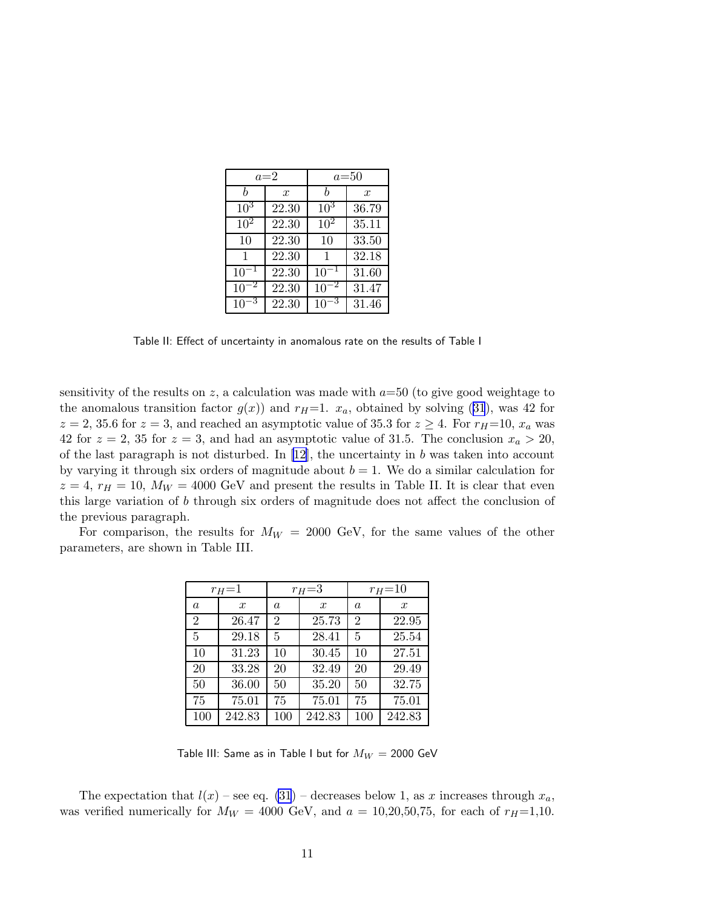| $a$=2 | | $a$=50 | |
|---|---|---|---|
| $b$ | $x$ | $b$ | $x$ |
| $10^3$ | 22.30 | $10^3$ | 36.79 |
| $10^2$ | 22.30 | $10^2$ | 35.11 |
| 10 | 22.30 | 10 | 33.50 |
| 1 | 22.30 | 1 | 32.18 |
| $10^{-1}$ | 22.30 | $10^{-1}$ | 31.60 |
| $10^{-2}$ | 22.30 | $10^{-2}$ | 31.47 |
| $10^{-3}$ | 22.30 | $10^{-3}$ | 31.46 |

Table II: Effect of uncertainty in anomalous rate on the results of Table I

sensitivity of the results on $z$, a calculation was made with $a$=50 (to give good weightage to the anomalous transition factor $g(x)$) and $r_H$=1. $x_a$, obtained by solving (31), was 42 for $z = 2$, 35.6 for $z = 3$, and reached an asymptotic value of 35.3 for $z \geq 4$. For $r_H$=10, $x_a$ was 42 for $z = 2$, 35 for $z = 3$, and had an asymptotic value of 31.5. The conclusion $x_a > 20$, of the last paragraph is not disturbed. In [12], the uncertainty in $b$ was taken into account by varying it through six orders of magnitude about $b = 1$. We do a similar calculation for $z = 4$, $r_H = 10$, $M_W = 4000$ GeV and present the results in Table II. It is clear that even this large variation of $b$ through six orders of magnitude does not affect the conclusion of the previous paragraph.

For comparison, the results for $M_W = 2000$ GeV, for the same values of the other parameters, are shown in Table III.

| $r_H$=1 | | $r_H$=3 | | $r_H$=10 | |
|---|---|---|---|---|---|
| $a$ | $x$ | $a$ | $x$ | $a$ | $x$ |
| 2 | 26.47 | 2 | 25.73 | 2 | 22.95 |
| 5 | 29.18 | 5 | 28.41 | 5 | 25.54 |
| 10 | 31.23 | 10 | 30.45 | 10 | 27.51 |
| 20 | 33.28 | 20 | 32.49 | 20 | 29.49 |
| 50 | 36.00 | 50 | 35.20 | 50 | 32.75 |
| 75 | 75.01 | 75 | 75.01 | 75 | 75.01 |
| 100 | 242.83 | 100 | 242.83 | 100 | 242.83 |

Table III: Same as in Table I but for $M_W$ = 2000 GeV

The expectation that $l(x)$ – see eq. (31) – decreases below 1, as $x$ increases through $x_a$, was verified numerically for $M_W = 4000$ GeV, and $a$ = 10,20,50,75, for each of $r_H$=1,10.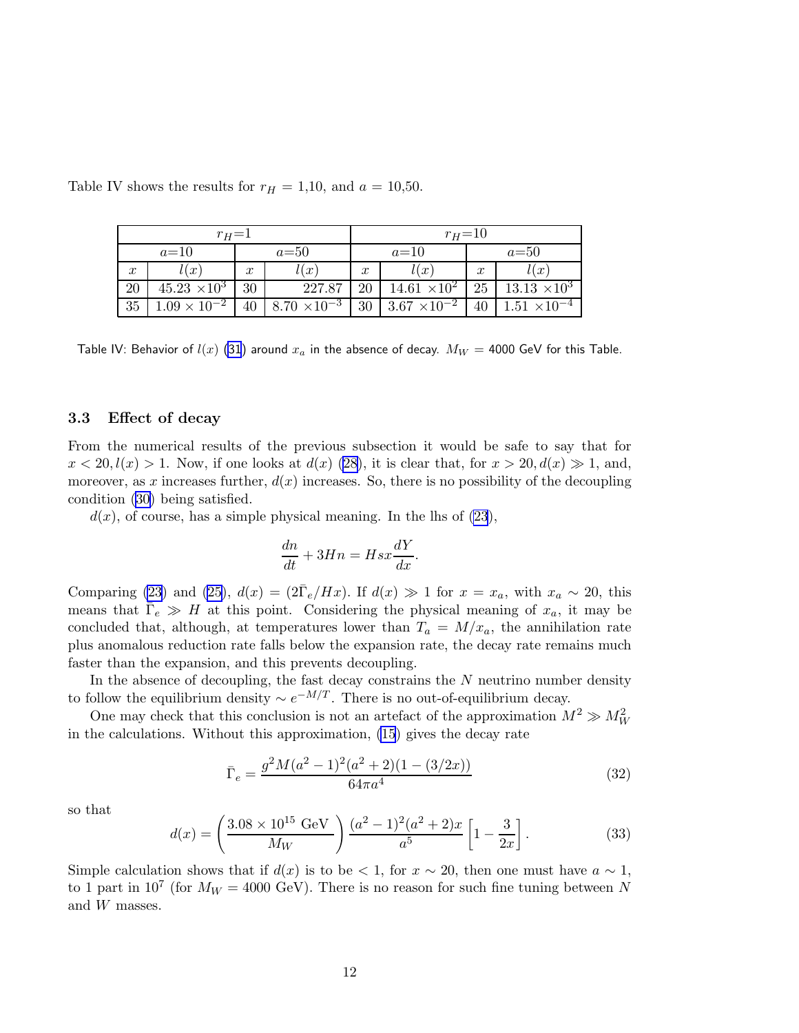Table IV shows the results for $r_H$ = 1,10, and $a$ = 10,50.

| $r_H$=1 | | | | $r_H$=10 | | | |
|---|---|---|---|---|---|---|---|
| $a$=10 | | $a$=50 | | $a$=10 | | $a$=50 | |
| $x$ | $l(x)$ | $x$ | $l(x)$ | $x$ | $l(x)$ | $x$ | $l(x)$ |
| 20 | $45.23 \times 10^3$ | 30 | 227.87 | 20 | $14.61 \times 10^2$ | 25 | $13.13 \times 10^3$ |
| 35 | $1.09 \times 10^{-2}$ | 40 | $8.70 \times 10^{-3}$ | 30 | $3.67 \times 10^{-2}$ | 40 | $1.51 \times 10^{-4}$ |

Table IV: Behavior of $l(x)$ (31) around $x_a$ in the absence of decay. $M_W$ = 4000 GeV for this Table.

### 3.3 Effect of decay

From the numerical results of the previous subsection it would be safe to say that for $x < 20, l(x) > 1$. Now, if one looks at $d(x)$ (28), it is clear that, for $x > 20, d(x) \gg 1$, and, moreover, as $x$ increases further, $d(x)$ increases. So, there is no possibility of the decoupling condition (30) being satisfied.

$d(x)$, of course, has a simple physical meaning. In the lhs of (23),

$$\frac{dn}{dt} + 3Hn = Hsx\frac{dY}{dx}.$$

Comparing (23) and (25), $d(x) = (2\bar{\Gamma}_e/Hx)$. If $d(x) \gg 1$ for $x = x_a$, with $x_a \sim 20$, this means that $\bar{\Gamma}_e \gg H$ at this point. Considering the physical meaning of $x_a$, it may be concluded that, although, at temperatures lower than $T_a = M/x_a$, the annihilation rate plus anomalous reduction rate falls below the expansion rate, the decay rate remains much faster than the expansion, and this prevents decoupling.

In the absence of decoupling, the fast decay constrains the $N$ neutrino number density to follow the equilibrium density $\sim e^{-M/T}$. There is no out-of-equilibrium decay.

One may check that this conclusion is not an artefact of the approximation $M^2 \gg M_W^2$ in the calculations. Without this approximation, (15) gives the decay rate

$$\bar{\Gamma}_e = \frac{g^2 M(a^2-1)^2(a^2+2)(1-(3/2x))}{64\pi a^4} \tag{32}$$

so that

$$d(x) = \left(\frac{3.08 \times 10^{15}\ \text{GeV}}{M_W}\right)\frac{(a^2-1)^2(a^2+2)x}{a^5}\left[1-\frac{3}{2x}\right]. \tag{33}$$

Simple calculation shows that if $d(x)$ is to be $< 1$, for $x \sim 20$, then one must have $a \sim 1$, to 1 part in $10^7$ (for $M_W$ = 4000 GeV). There is no reason for such fine tuning between $N$ and $W$ masses.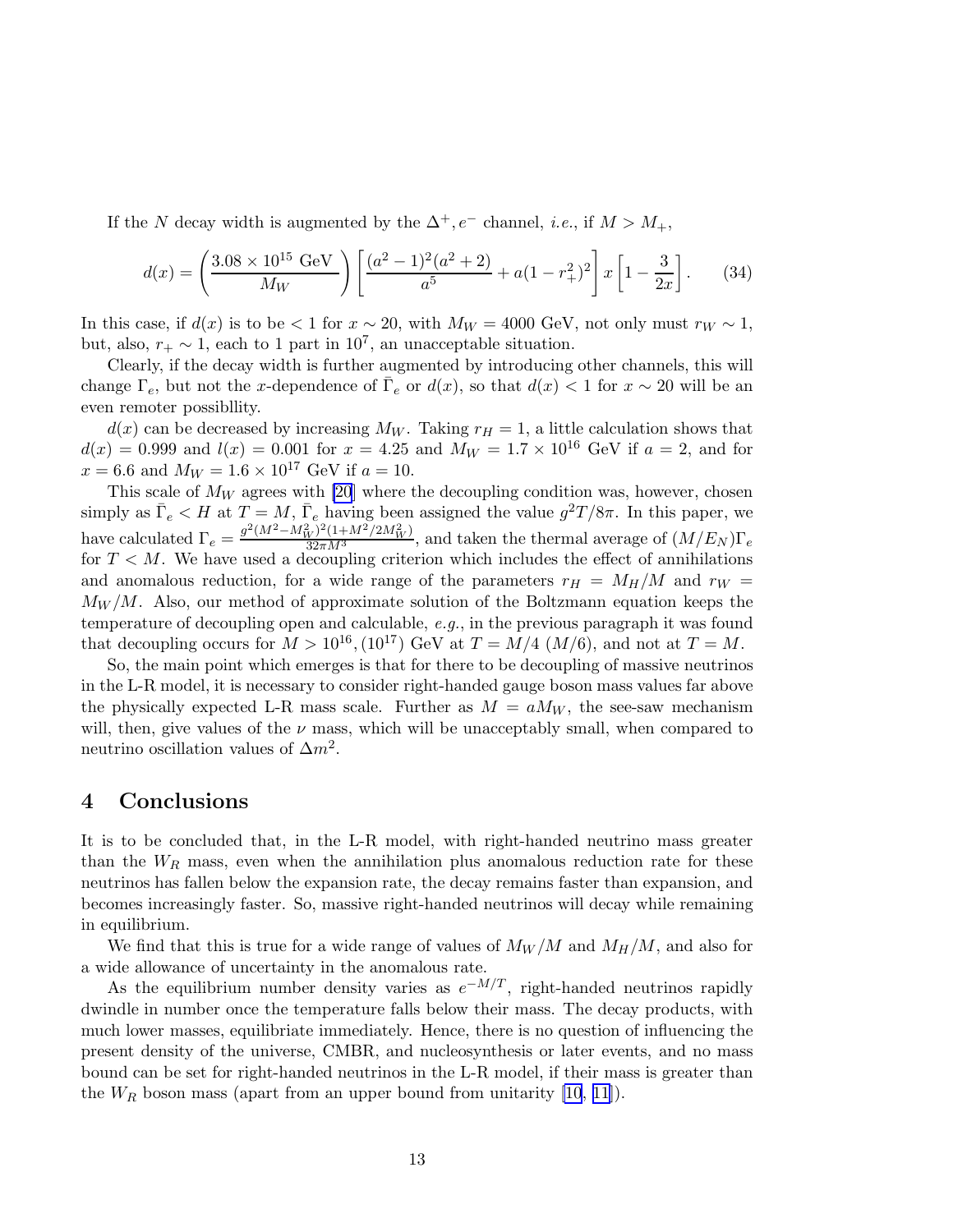If the $N$ decay width is augmented by the $\Delta^+, e^-$ channel, *i.e.*, if $M > M_+$,

$$d(x) = \left(\frac{3.08 \times 10^{15}\ \text{GeV}}{M_W}\right)\left[\frac{(a^2-1)^2(a^2+2)}{a^5} + a(1-r_+^2)^2\right] x \left[1 - \frac{3}{2x}\right]. \qquad (34)$$

In this case, if $d(x)$ is to be $< 1$ for $x \sim 20$, with $M_W = 4000$ GeV, not only must $r_W \sim 1$, but, also, $r_+ \sim 1$, each to 1 part in $10^7$, an unacceptable situation.

Clearly, if the decay width is further augmented by introducing other channels, this will change $\Gamma_e$, but not the $x$-dependence of $\bar{\Gamma}_e$ or $d(x)$, so that $d(x) < 1$ for $x \sim 20$ will be an even remoter possibllity.

$d(x)$ can be decreased by increasing $M_W$. Taking $r_H = 1$, a little calculation shows that $d(x) = 0.999$ and $l(x) = 0.001$ for $x = 4.25$ and $M_W = 1.7 \times 10^{16}$ GeV if $a = 2$, and for $x = 6.6$ and $M_W = 1.6 \times 10^{17}$ GeV if $a = 10$.

This scale of $M_W$ agrees with [20] where the decoupling condition was, however, chosen simply as $\bar{\Gamma}_e < H$ at $T = M$, $\bar{\Gamma}_e$ having been assigned the value $g^2 T/8\pi$. In this paper, we have calculated $\Gamma_e = \frac{g^2(M^2-M_W^2)^2(1+M^2/2M_W^2)}{32\pi M^3}$, and taken the thermal average of $(M/E_N)\Gamma_e$ for $T < M$. We have used a decoupling criterion which includes the effect of annihilations and anomalous reduction, for a wide range of the parameters $r_H = M_H/M$ and $r_W = M_W/M$. Also, our method of approximate solution of the Boltzmann equation keeps the temperature of decoupling open and calculable, *e.g.*, in the previous paragraph it was found that decoupling occurs for $M > 10^{16}, (10^{17})$ GeV at $T = M/4$ $(M/6)$, and not at $T = M$.

So, the main point which emerges is that for there to be decoupling of massive neutrinos in the L-R model, it is necessary to consider right-handed gauge boson mass values far above the physically expected L-R mass scale. Further as $M = aM_W$, the see-saw mechanism will, then, give values of the $\nu$ mass, which will be unacceptably small, when compared to neutrino oscillation values of $\Delta m^2$.

## 4 Conclusions

It is to be concluded that, in the L-R model, with right-handed neutrino mass greater than the $W_R$ mass, even when the annihilation plus anomalous reduction rate for these neutrinos has fallen below the expansion rate, the decay remains faster than expansion, and becomes increasingly faster. So, massive right-handed neutrinos will decay while remaining in equilibrium.

We find that this is true for a wide range of values of $M_W/M$ and $M_H/M$, and also for a wide allowance of uncertainty in the anomalous rate.

As the equilibrium number density varies as $e^{-M/T}$, right-handed neutrinos rapidly dwindle in number once the temperature falls below their mass. The decay products, with much lower masses, equilibriate immediately. Hence, there is no question of influencing the present density of the universe, CMBR, and nucleosynthesis or later events, and no mass bound can be set for right-handed neutrinos in the L-R model, if their mass is greater than the $W_R$ boson mass (apart from an upper bound from unitarity [10, 11]).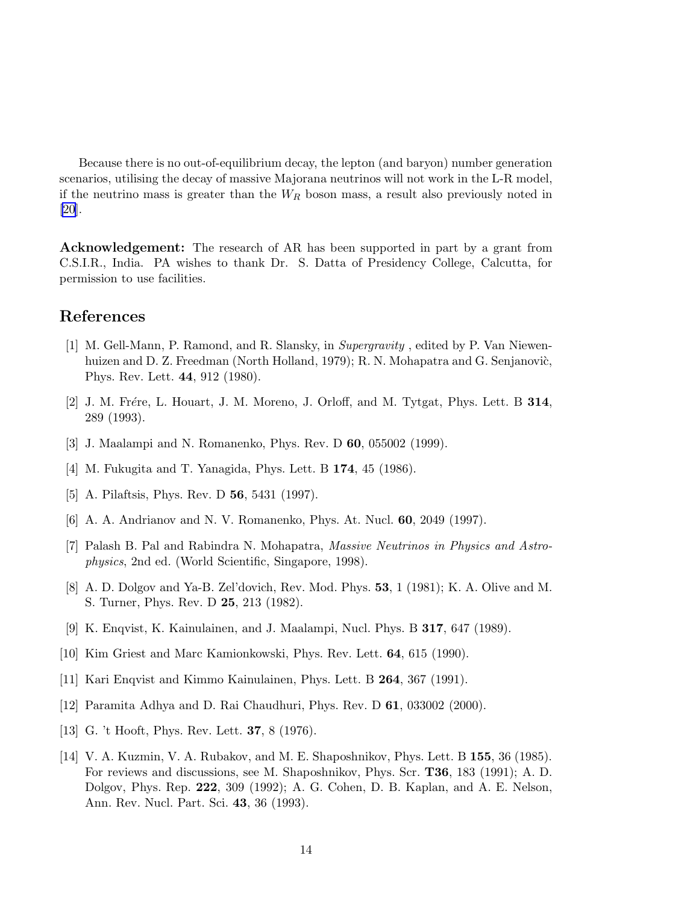Because there is no out-of-equilibrium decay, the lepton (and baryon) number generation scenarios, utilising the decay of massive Majorana neutrinos will not work in the L-R model, if the neutrino mass is greater than the $W_R$ boson mass, a result also previously noted in [20].

**Acknowledgement:** The research of AR has been supported in part by a grant from C.S.I.R., India. PA wishes to thank Dr. S. Datta of Presidency College, Calcutta, for permission to use facilities.

## References

[1] M. Gell-Mann, P. Ramond, and R. Slansky, in *Supergravity* , edited by P. Van Niewenhuizen and D. Z. Freedman (North Holland, 1979); R. N. Mohapatra and G. Senjanoviċ, Phys. Rev. Lett. **44**, 912 (1980).

[2] J. M. Frére, L. Houart, J. M. Moreno, J. Orloff, and M. Tytgat, Phys. Lett. B **314**, 289 (1993).

[3] J. Maalampi and N. Romanenko, Phys. Rev. D **60**, 055002 (1999).

[4] M. Fukugita and T. Yanagida, Phys. Lett. B **174**, 45 (1986).

[5] A. Pilaftsis, Phys. Rev. D **56**, 5431 (1997).

[6] A. A. Andrianov and N. V. Romanenko, Phys. At. Nucl. **60**, 2049 (1997).

[7] Palash B. Pal and Rabindra N. Mohapatra, *Massive Neutrinos in Physics and Astrophysics*, 2nd ed. (World Scientific, Singapore, 1998).

[8] A. D. Dolgov and Ya-B. Zel'dovich, Rev. Mod. Phys. **53**, 1 (1981); K. A. Olive and M. S. Turner, Phys. Rev. D **25**, 213 (1982).

[9] K. Enqvist, K. Kainulainen, and J. Maalampi, Nucl. Phys. B **317**, 647 (1989).

[10] Kim Griest and Marc Kamionkowski, Phys. Rev. Lett. **64**, 615 (1990).

[11] Kari Enqvist and Kimmo Kainulainen, Phys. Lett. B **264**, 367 (1991).

[12] Paramita Adhya and D. Rai Chaudhuri, Phys. Rev. D **61**, 033002 (2000).

[13] G. 't Hooft, Phys. Rev. Lett. **37**, 8 (1976).

[14] V. A. Kuzmin, V. A. Rubakov, and M. E. Shaposhnikov, Phys. Lett. B **155**, 36 (1985). For reviews and discussions, see M. Shaposhnikov, Phys. Scr. **T36**, 183 (1991); A. D. Dolgov, Phys. Rep. **222**, 309 (1992); A. G. Cohen, D. B. Kaplan, and A. E. Nelson, Ann. Rev. Nucl. Part. Sci. **43**, 36 (1993).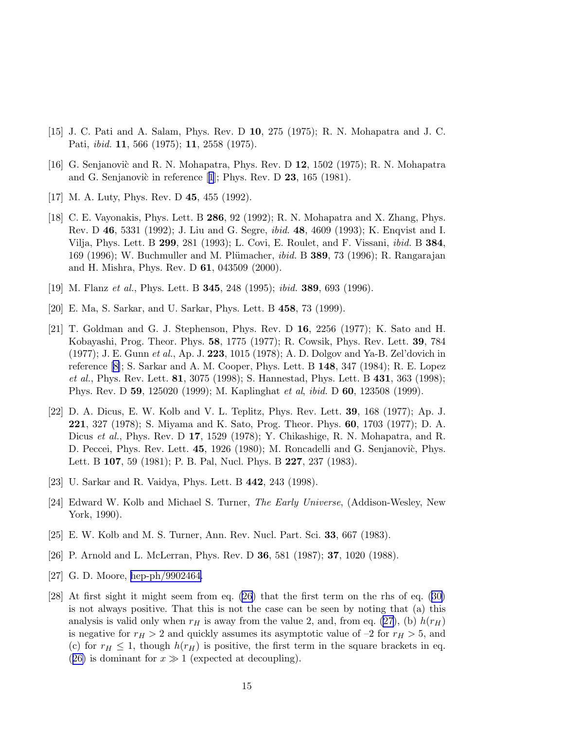[15] J. C. Pati and A. Salam, Phys. Rev. D **10**, 275 (1975); R. N. Mohapatra and J. C. Pati, *ibid.* **11**, 566 (1975); **11**, 2558 (1975).

[16] G. Senjanoviċ and R. N. Mohapatra, Phys. Rev. D **12**, 1502 (1975); R. N. Mohapatra and G. Senjanoviċ in reference [1]; Phys. Rev. D **23**, 165 (1981).

[17] M. A. Luty, Phys. Rev. D **45**, 455 (1992).

[18] C. E. Vayonakis, Phys. Lett. B **286**, 92 (1992); R. N. Mohapatra and X. Zhang, Phys. Rev. D **46**, 5331 (1992); J. Liu and G. Segre, *ibid.* **48**, 4609 (1993); K. Enqvist and I. Vilja, Phys. Lett. B **299**, 281 (1993); L. Covi, E. Roulet, and F. Vissani, *ibid.* B **384**, 169 (1996); W. Buchmuller and M. Plümacher, *ibid.* B **389**, 73 (1996); R. Rangarajan and H. Mishra, Phys. Rev. D **61**, 043509 (2000).

[19] M. Flanz *et al.*, Phys. Lett. B **345**, 248 (1995); *ibid.* **389**, 693 (1996).

[20] E. Ma, S. Sarkar, and U. Sarkar, Phys. Lett. B **458**, 73 (1999).

[21] T. Goldman and G. J. Stephenson, Phys. Rev. D **16**, 2256 (1977); K. Sato and H. Kobayashi, Prog. Theor. Phys. **58**, 1775 (1977); R. Cowsik, Phys. Rev. Lett. **39**, 784 (1977); J. E. Gunn *et al.*, Ap. J. **223**, 1015 (1978); A. D. Dolgov and Ya-B. Zel'dovich in reference [8]; S. Sarkar and A. M. Cooper, Phys. Lett. B **148**, 347 (1984); R. E. Lopez *et al.*, Phys. Rev. Lett. **81**, 3075 (1998); S. Hannestad, Phys. Lett. B **431**, 363 (1998); Phys. Rev. D **59**, 125020 (1999); M. Kaplinghat *et al*, *ibid.* D **60**, 123508 (1999).

[22] D. A. Dicus, E. W. Kolb and V. L. Teplitz, Phys. Rev. Lett. **39**, 168 (1977); Ap. J. **221**, 327 (1978); S. Miyama and K. Sato, Prog. Theor. Phys. **60**, 1703 (1977); D. A. Dicus *et al.*, Phys. Rev. D **17**, 1529 (1978); Y. Chikashige, R. N. Mohapatra, and R. D. Peccei, Phys. Rev. Lett. **45**, 1926 (1980); M. Roncadelli and G. Senjanoviċ, Phys. Lett. B **107**, 59 (1981); P. B. Pal, Nucl. Phys. B **227**, 237 (1983).

[23] U. Sarkar and R. Vaidya, Phys. Lett. B **442**, 243 (1998).

[24] Edward W. Kolb and Michael S. Turner, *The Early Universe*, (Addison-Wesley, New York, 1990).

[25] E. W. Kolb and M. S. Turner, Ann. Rev. Nucl. Part. Sci. **33**, 667 (1983).

[26] P. Arnold and L. McLerran, Phys. Rev. D **36**, 581 (1987); **37**, 1020 (1988).

[27] G. D. Moore, hep-ph/9902464.

[28] At first sight it might seem from eq. (26) that the first term on the rhs of eq. (30) is not always positive. That this is not the case can be seen by noting that (a) this analysis is valid only when $r_H$ is away from the value 2, and, from eq. (27), (b) $h(r_H)$ is negative for $r_H > 2$ and quickly assumes its asymptotic value of $-2$ for $r_H > 5$, and (c) for $r_H \leq 1$, though $h(r_H)$ is positive, the first term in the square brackets in eq. (26) is dominant for $x \gg 1$ (expected at decoupling).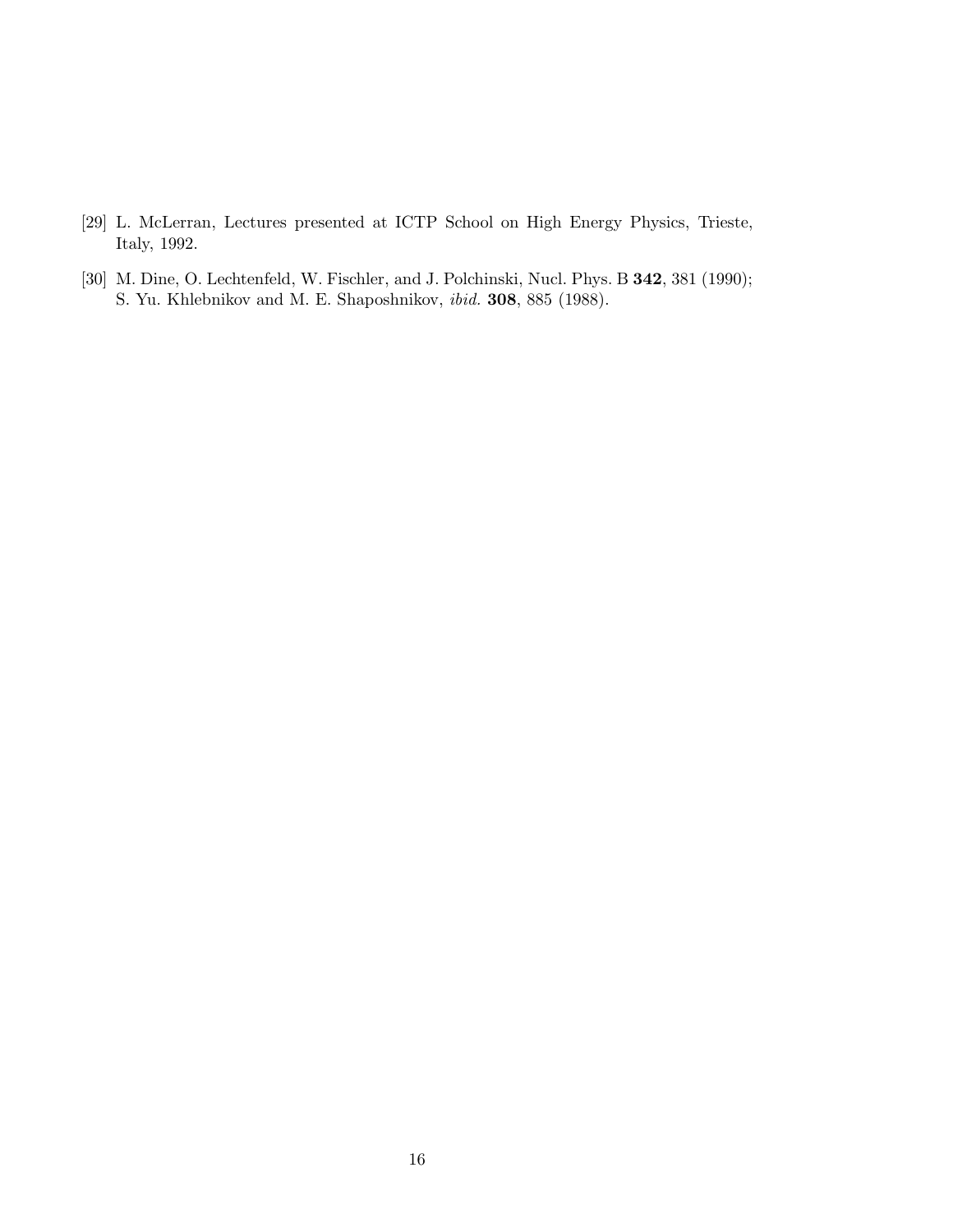[29] L. McLerran, Lectures presented at ICTP School on High Energy Physics, Trieste, Italy, 1992.

[30] M. Dine, O. Lechtenfeld, W. Fischler, and J. Polchinski, Nucl. Phys. B **342**, 381 (1990); S. Yu. Khlebnikov and M. E. Shaposhnikov, *ibid.* **308**, 885 (1988).